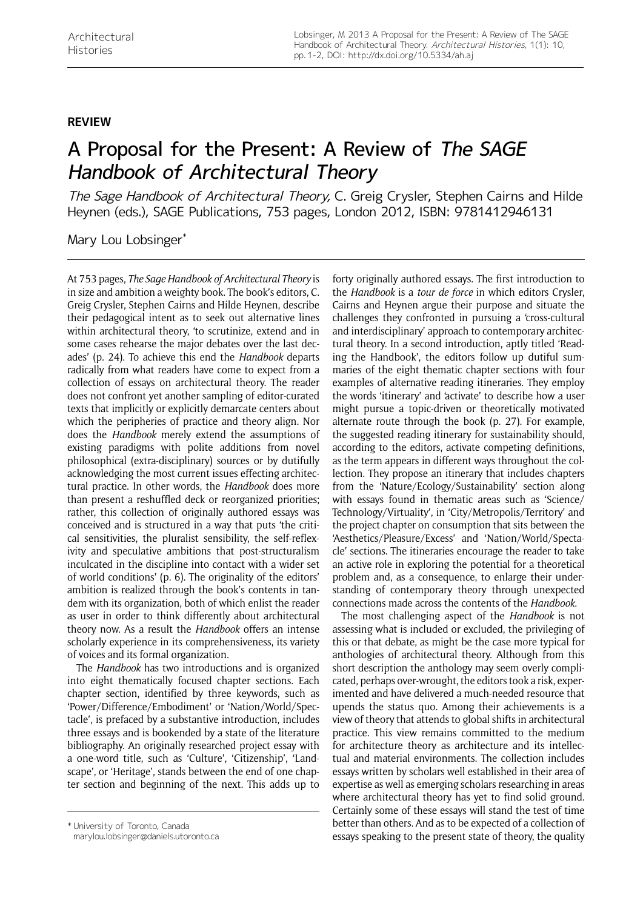**REVIEW**

# A Proposal for the Present: A Review of *The SAGE Handbook of Architectural Theory*

*The Sage Handbook of Architectural Theory,* C. Greig Crysler, Stephen Cairns and Hilde Heynen (eds.), SAGE Publications, 753 pages, London 2012, ISBN: 9781412946131

Mary Lou Lobsinger*

At 753 pages, *The Sage Handbook of Architectural Theory* is in size and ambition a weighty book. The book's editors, C. Greig Crysler, Stephen Cairns and Hilde Heynen, describe their pedagogical intent as to seek out alternative lines within architectural theory, 'to scrutinize, extend and in some cases rehearse the major debates over the last decades' (p. 24). To achieve this end the *Handbook* departs radically from what readers have come to expect from a collection of essays on architectural theory. The reader does not confront yet another sampling of editor-curated texts that implicitly or explicitly demarcate centers about which the peripheries of practice and theory align. Nor does the *Handbook* merely extend the assumptions of existing paradigms with polite additions from novel philosophical (extra-disciplinary) sources or by dutifully acknowledging the most current issues effecting architectural practice. In other words, the *Handbook* does more than present a reshuffled deck or reorganized priorities; rather, this collection of originally authored essays was conceived and is structured in a way that puts 'the critical sensitivities, the pluralist sensibility, the self-reflexivity and speculative ambitions that post-structuralism inculcated in the discipline into contact with a wider set of world conditions' (p. 6). The originality of the editors' ambition is realized through the book's contents in tandem with its organization, both of which enlist the reader as user in order to think differently about architectural theory now. As a result the *Handbook* offers an intense scholarly experience in its comprehensiveness, its variety of voices and its formal organization.

The *Handbook* has two introductions and is organized into eight thematically focused chapter sections. Each chapter section, identified by three keywords, such as 'Power/Difference/Embodiment' or 'Nation/World/Spectacle', is prefaced by a substantive introduction, includes three essays and is bookended by a state of the literature bibliography. An originally researched project essay with a one-word title, such as 'Culture', 'Citizenship', 'Landscape', or 'Heritage', stands between the end of one chapter section and beginning of the next. This adds up to forty originally authored essays. The first introduction to the *Handbook* is a *tour de force* in which editors Crysler, Cairns and Heynen argue their purpose and situate the challenges they confronted in pursuing a 'cross-cultural and interdisciplinary' approach to contemporary architectural theory. In a second introduction, aptly titled 'Reading the Handbook', the editors follow up dutiful summaries of the eight thematic chapter sections with four examples of alternative reading itineraries. They employ the words 'itinerary' and 'activate' to describe how a user might pursue a topic-driven or theoretically motivated alternate route through the book (p. 27). For example, the suggested reading itinerary for sustainability should, according to the editors, activate competing definitions, as the term appears in different ways throughout the collection. They propose an itinerary that includes chapters from the 'Nature/Ecology/Sustainability' section along with essays found in thematic areas such as 'Science/Technology/Virtuality', in 'City/Metropolis/Territory' and the project chapter on consumption that sits between the 'Aesthetics/Pleasure/Excess' and 'Nation/World/Spectacle' sections. The itineraries encourage the reader to take an active role in exploring the potential for a theoretical problem and, as a consequence, to enlarge their understanding of contemporary theory through unexpected connections made across the contents of the *Handbook.*

The most challenging aspect of the *Handbook* is not assessing what is included or excluded, the privileging of this or that debate, as might be the case more typical for anthologies of architectural theory. Although from this short description the anthology may seem overly complicated, perhaps over-wrought, the editors took a risk, experimented and have delivered a much-needed resource that upends the status quo. Among their achievements is a view of theory that attends to global shifts in architectural practice. This view remains committed to the medium for architecture theory as architecture and its intellectual and material environments. The collection includes essays written by scholars well established in their area of expertise as well as emerging scholars researching in areas where architectural theory has yet to find solid ground. Certainly some of these essays will stand the test of time better than others. And as to be expected of a collection of essays speaking to the present state of theory, the quality

---

* University of Toronto, Canada
marylou.lobsinger@daniels.utoronto.ca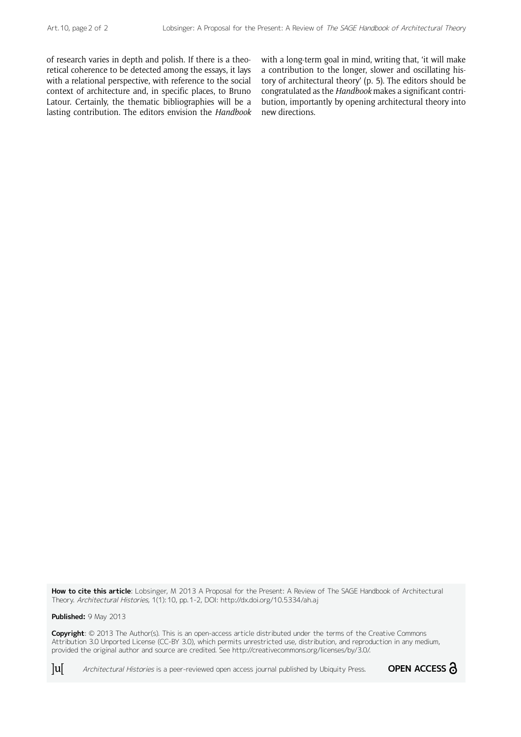of research varies in depth and polish. If there is a theoretical coherence to be detected among the essays, it lays with a relational perspective, with reference to the social context of architecture and, in specific places, to Bruno Latour. Certainly, the thematic bibliographies will be a lasting contribution. The editors envision the *Handbook* with a long-term goal in mind, writing that, 'it will make a contribution to the longer, slower and oscillating history of architectural theory' (p. 5). The editors should be congratulated as the *Handbook* makes a significant contribution, importantly by opening architectural theory into new directions.

**How to cite this article**: Lobsinger, M 2013 A Proposal for the Present: A Review of The SAGE Handbook of Architectural Theory. *Architectural Histories*, 1(1):10, pp. 1-2, DOI: http://dx.doi.org/10.5334/ah.aj

**Published:** 9 May 2013

**Copyright**: © 2013 The Author(s). This is an open-access article distributed under the terms of the Creative Commons Attribution 3.0 Unported License (CC-BY 3.0), which permits unrestricted use, distribution, and reproduction in any medium, provided the original author and source are credited. See http://creativecommons.org/licenses/by/3.0/.

*Architectural Histories* is a peer-reviewed open access journal published by Ubiquity Press.

**OPEN ACCESS**